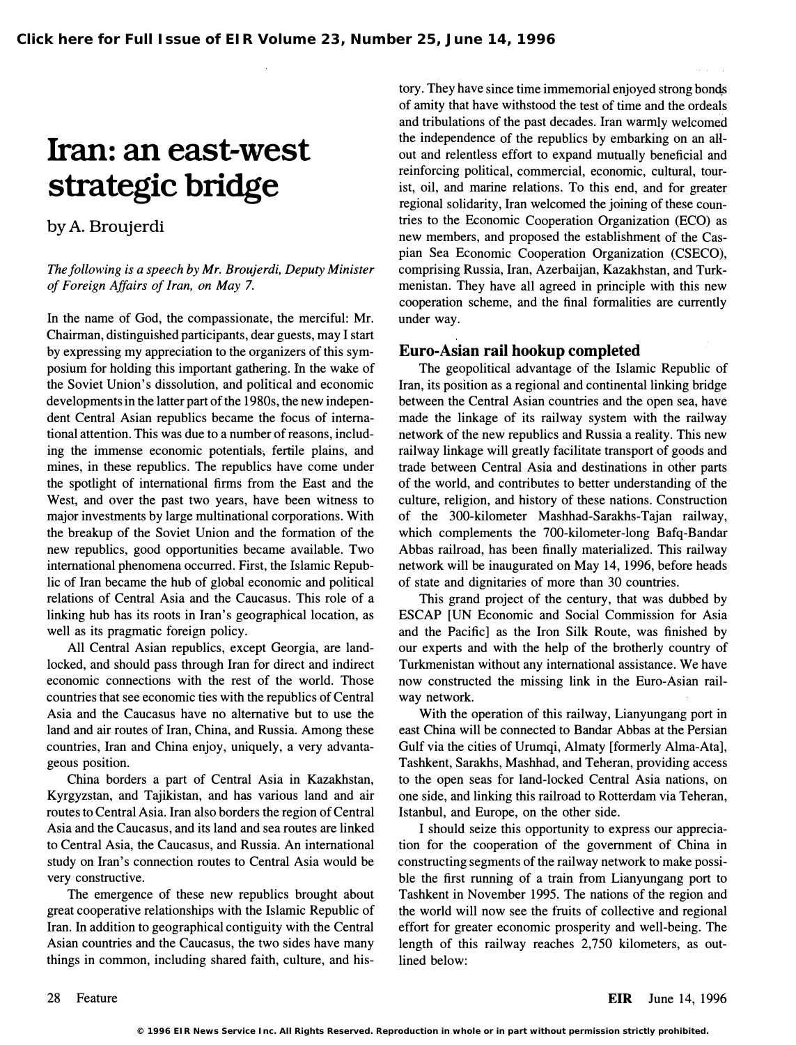# Iran: an east-west strategic bridge

by A. Broujerdi

*The following is a speech by Mr. Broujerdi, Deputy Minister of Foreign Affairs of Iran, on May 7.*

In the name of God, the compassionate, the merciful: Mr. Chairman, distinguished participants, dear guests, may I start by expressing my appreciation to the organizers of this symposium for holding this important gathering. In the wake of the Soviet Union's dissolution, and political and economic developments in the latter part of the 1980s, the new independent Central Asian republics became the focus of international attention. This was due to a number of reasons, including the immense economic potentials, fertile plains, and mines, in these republics. The republics have come under the spotlight of international firms from the East and the West, and over the past two years, have been witness to major investments by large multinational corporations. With the breakup of the Soviet Union and the formation of the new republics, good opportunities became available. Two international phenomena occurred. First, the Islamic Republic of Iran became the hub of global economic and political relations of Central Asia and the Caucasus. This role of a linking hub has its roots in Iran's geographical location, as well as its pragmatic foreign policy.

All Central Asian republics, except Georgia, are landlocked, and should pass through Iran for direct and indirect economic connections with the rest of the world. Those countries that see economic ties with the republics of Central Asia and the Caucasus have no alternative but to use the land and air routes of Iran, China, and Russia. Among these countries, Iran and China enjoy, uniquely, a very advantageous position.

China borders a part of Central Asia in Kazakhstan, Kyrgyzstan, and Tajikistan, and has various land and air routes to Central Asia. Iran also borders the region of Central Asia and the Caucasus, and its land and sea routes are linked to Central Asia, the Caucasus, and Russia. An international study on Iran's connection routes to Central Asia would be very constructive.

The emergence of these new republics brought about great cooperative relationships with the Islamic Republic of Iran. In addition to geographical contiguity with the Central Asian countries and the Caucasus, the two sides have many things in common, including shared faith, culture, and history. They have since time immemorial enjoyed strong bonds of amity that have withstood the test of time and the ordeals and tribulations of the past decades. Iran warmly welcomed the independence of the republics by embarking on an all-out and relentless effort to expand mutually beneficial and reinforcing political, commercial, economic, cultural, tourist, oil, and marine relations. To this end, and for greater regional solidarity, Iran welcomed the joining of these countries to the Economic Cooperation Organization (ECO) as new members, and proposed the establishment of the Caspian Sea Economic Cooperation Organization (CSECO), comprising Russia, Iran, Azerbaijan, Kazakhstan, and Turkmenistan. They have all agreed in principle with this new cooperation scheme, and the final formalities are currently under way.

## Euro-Asian rail hookup completed

The geopolitical advantage of the Islamic Republic of Iran, its position as a regional and continental linking bridge between the Central Asian countries and the open sea, have made the linkage of its railway system with the railway network of the new republics and Russia a reality. This new railway linkage will greatly facilitate transport of goods and trade between Central Asia and destinations in other parts of the world, and contributes to better understanding of the culture, religion, and history of these nations. Construction of the 300-kilometer Mashhad-Sarakhs-Tajan railway, which complements the 700-kilometer-long Bafq-Bandar Abbas railroad, has been finally materialized. This railway network will be inaugurated on May 14, 1996, before heads of state and dignitaries of more than 30 countries.

This grand project of the century, that was dubbed by ESCAP [UN Economic and Social Commission for Asia and the Pacific] as the Iron Silk Route, was finished by our experts and with the help of the brotherly country of Turkmenistan without any international assistance. We have now constructed the missing link in the Euro-Asian railway network.

With the operation of this railway, Lianyungang port in east China will be connected to Bandar Abbas at the Persian Gulf via the cities of Urumqi, Almaty [formerly Alma-Ata], Tashkent, Sarakhs, Mashhad, and Teheran, providing access to the open seas for land-locked Central Asia nations, on one side, and linking this railroad to Rotterdam via Teheran, Istanbul, and Europe, on the other side.

I should seize this opportunity to express our appreciation for the cooperation of the government of China in constructing segments of the railway network to make possible the first running of a train from Lianyungang port to Tashkent in November 1995. The nations of the region and the world will now see the fruits of collective and regional effort for greater economic prosperity and well-being. The length of this railway reaches 2,750 kilometers, as outlined below: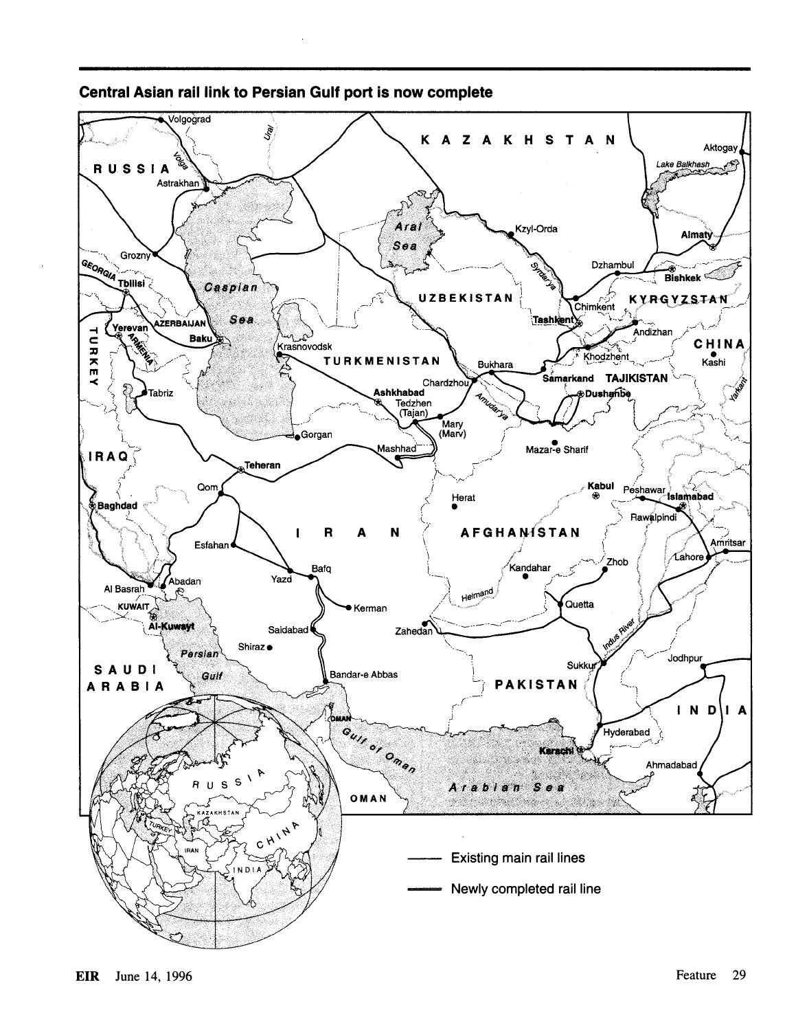## Central Asian rail link to Persian Gulf port is now complete

—— Existing main rail lines

▬▬ Newly completed rail line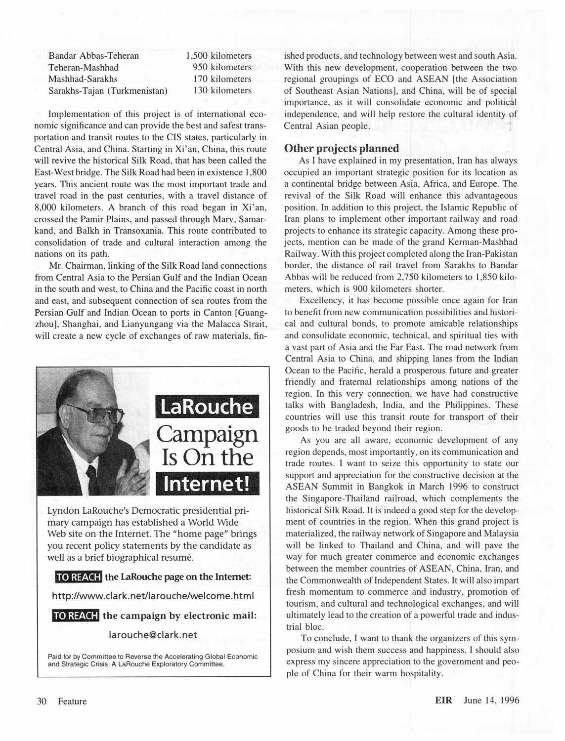| | |
|---|---|
| Bandar Abbas-Teheran | 1,500 kilometers |
| Teheran-Mashhad | 950 kilometers |
| Mashhad-Sarakhs | 170 kilometers |
| Sarakhs-Tajan (Turkmenistan) | 130 kilometers |

Implementation of this project is of international economic significance and can provide the best and safest transportation and transit routes to the CIS states, particularly in Central Asia, and China. Starting in Xi'an, China, this route will revive the historical Silk Road, that has been called the East-West bridge. The Silk Road had been in existence 1,800 years. This ancient route was the most important trade and travel road in the past centuries, with a travel distance of 8,000 kilometers. A branch of this road began in Xi'an, crossed the Pamir Plains, and passed through Marv, Samarkand, and Balkh in Transoxania. This route contributed to consolidation of trade and cultural interaction among the nations on its path.

Mr. Chairman, linking of the Silk Road land connections from Central Asia to the Persian Gulf and the Indian Ocean in the south and west, to China and the Pacific coast in north and east, and subsequent connection of sea routes from the Persian Gulf and Indian Ocean to ports in Canton [Guangzhou], Shanghai, and Lianyungang via the Malacca Strait, will create a new cycle of exchanges of raw materials, finished products, and technology between west and south Asia. With this new development, cooperation between the two regional groupings of ECO and ASEAN [the Association of Southeast Asian Nations], and China, will be of special importance, as it will consolidate economic and political independence, and will help restore the cultural identity of Central Asian people.

## Other projects planned

As I have explained in my presentation, Iran has always occupied an important strategic position for its location as a continental bridge between Asia, Africa, and Europe. The revival of the Silk Road will enhance this advantageous position. In addition to this project, the Islamic Republic of Iran plans to implement other important railway and road projects to enhance its strategic capacity. Among these projects, mention can be made of the grand Kerman-Mashhad Railway. With this project completed along the Iran-Pakistan border, the distance of rail travel from Sarakhs to Bandar Abbas will be reduced from 2,750 kilometers to 1,850 kilometers, which is 900 kilometers shorter.

Excellency, it has become possible once again for Iran to benefit from new communication possibilities and historical and cultural bonds, to promote amicable relationships and consolidate economic, technical, and spiritual ties with a vast part of Asia and the Far East. The road network from Central Asia to China, and shipping lanes from the Indian Ocean to the Pacific, herald a prosperous future and greater friendly and fraternal relationships among nations of the region. In this very connection, we have had constructive talks with Bangladesh, India, and the Philippines. These countries will use this transit route for transport of their goods to be traded beyond their region.

As you are all aware, economic development of any region depends, most importantly, on its communication and trade routes. I want to seize this opportunity to state our support and appreciation for the constructive decision at the ASEAN Summit in Bangkok in March 1996 to construct the Singapore-Thailand railroad, which complements the historical Silk Road. It is indeed a good step for the development of countries in the region. When this grand project is materialized, the railway network of Singapore and Malaysia will be linked to Thailand and China, and will pave the way for much greater commerce and economic exchanges between the member countries of ASEAN, China, Iran, and the Commonwealth of Independent States. It will also impart fresh momentum to commerce and industry, promotion of tourism, and cultural and technological exchanges, and will ultimately lead to the creation of a powerful trade and industrial bloc.

To conclude, I want to thank the organizers of this symposium and wish them success and happiness. I should also express my sincere appreciation to the government and people of China for their warm hospitality.

---

**LaRouche Campaign Is On the Internet!**

Lyndon LaRouche's Democratic presidential primary campaign has established a World Wide Web site on the Internet. The "home page" brings you recent policy statements by the candidate as well as a brief biographical resumé.

**TO REACH the LaRouche page on the Internet:**

http://www.clark.net/larouche/welcome.html

**TO REACH the campaign by electronic mail:**

larouche@clark.net

Paid for by Committee to Reverse the Accelerating Global Economic and Strategic Crisis: A LaRouche Exploratory Committee.